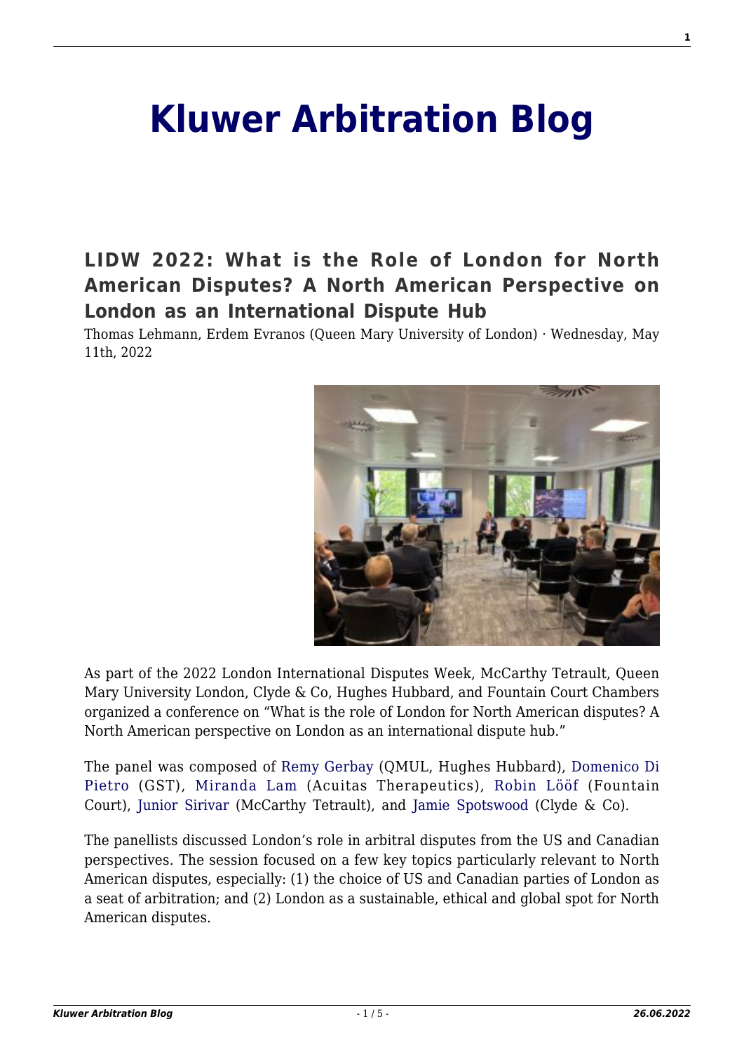# Kluwer Arbitration Blog

## LIDW 2022: What is the Role of London for North American Disputes? A North American Perspective on London as an International Dispute Hub

Thomas Lehmann, Erdem Evranos (Queen Mary University of London) · Wednesday, May 11th, 2022

As part of the 2022 London International Disputes Week, McCarthy Tetrault, Queen Mary University London, Clyde & Co, Hughes Hubbard, and Fountain Court Chambers organized a conference on "What is the role of London for North American disputes? A North American perspective on London as an international dispute hub."

The panel was composed of Remy Gerbay (QMUL, Hughes Hubbard), Domenico Di Pietro (GST), Miranda Lam (Acuitas Therapeutics), Robin Lööf (Fountain Court), Junior Sirivar (McCarthy Tetrault), and Jamie Spotswood (Clyde & Co).

The panellists discussed London's role in arbitral disputes from the US and Canadian perspectives. The session focused on a few key topics particularly relevant to North American disputes, especially: (1) the choice of US and Canadian parties of London as a seat of arbitration; and (2) London as a sustainable, ethical and global spot for North American disputes.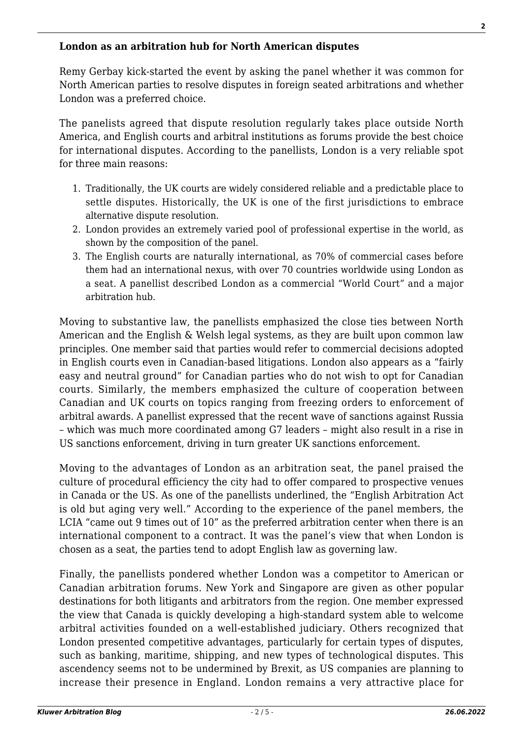**London as an arbitration hub for North American disputes**

Remy Gerbay kick-started the event by asking the panel whether it was common for North American parties to resolve disputes in foreign seated arbitrations and whether London was a preferred choice.

The panelists agreed that dispute resolution regularly takes place outside North America, and English courts and arbitral institutions as forums provide the best choice for international disputes. According to the panellists, London is a very reliable spot for three main reasons:

1. Traditionally, the UK courts are widely considered reliable and a predictable place to settle disputes. Historically, the UK is one of the first jurisdictions to embrace alternative dispute resolution.
2. London provides an extremely varied pool of professional expertise in the world, as shown by the composition of the panel.
3. The English courts are naturally international, as 70% of commercial cases before them had an international nexus, with over 70 countries worldwide using London as a seat. A panellist described London as a commercial "World Court" and a major arbitration hub.

Moving to substantive law, the panellists emphasized the close ties between North American and the English & Welsh legal systems, as they are built upon common law principles. One member said that parties would refer to commercial decisions adopted in English courts even in Canadian-based litigations. London also appears as a "fairly easy and neutral ground" for Canadian parties who do not wish to opt for Canadian courts. Similarly, the members emphasized the culture of cooperation between Canadian and UK courts on topics ranging from freezing orders to enforcement of arbitral awards. A panellist expressed that the recent wave of sanctions against Russia – which was much more coordinated among G7 leaders – might also result in a rise in US sanctions enforcement, driving in turn greater UK sanctions enforcement.

Moving to the advantages of London as an arbitration seat, the panel praised the culture of procedural efficiency the city had to offer compared to prospective venues in Canada or the US. As one of the panellists underlined, the "English Arbitration Act is old but aging very well." According to the experience of the panel members, the LCIA "came out 9 times out of 10" as the preferred arbitration center when there is an international component to a contract. It was the panel's view that when London is chosen as a seat, the parties tend to adopt English law as governing law.

Finally, the panellists pondered whether London was a competitor to American or Canadian arbitration forums. New York and Singapore are given as other popular destinations for both litigants and arbitrators from the region. One member expressed the view that Canada is quickly developing a high-standard system able to welcome arbitral activities founded on a well-established judiciary. Others recognized that London presented competitive advantages, particularly for certain types of disputes, such as banking, maritime, shipping, and new types of technological disputes. This ascendency seems not to be undermined by Brexit, as US companies are planning to increase their presence in England. London remains a very attractive place for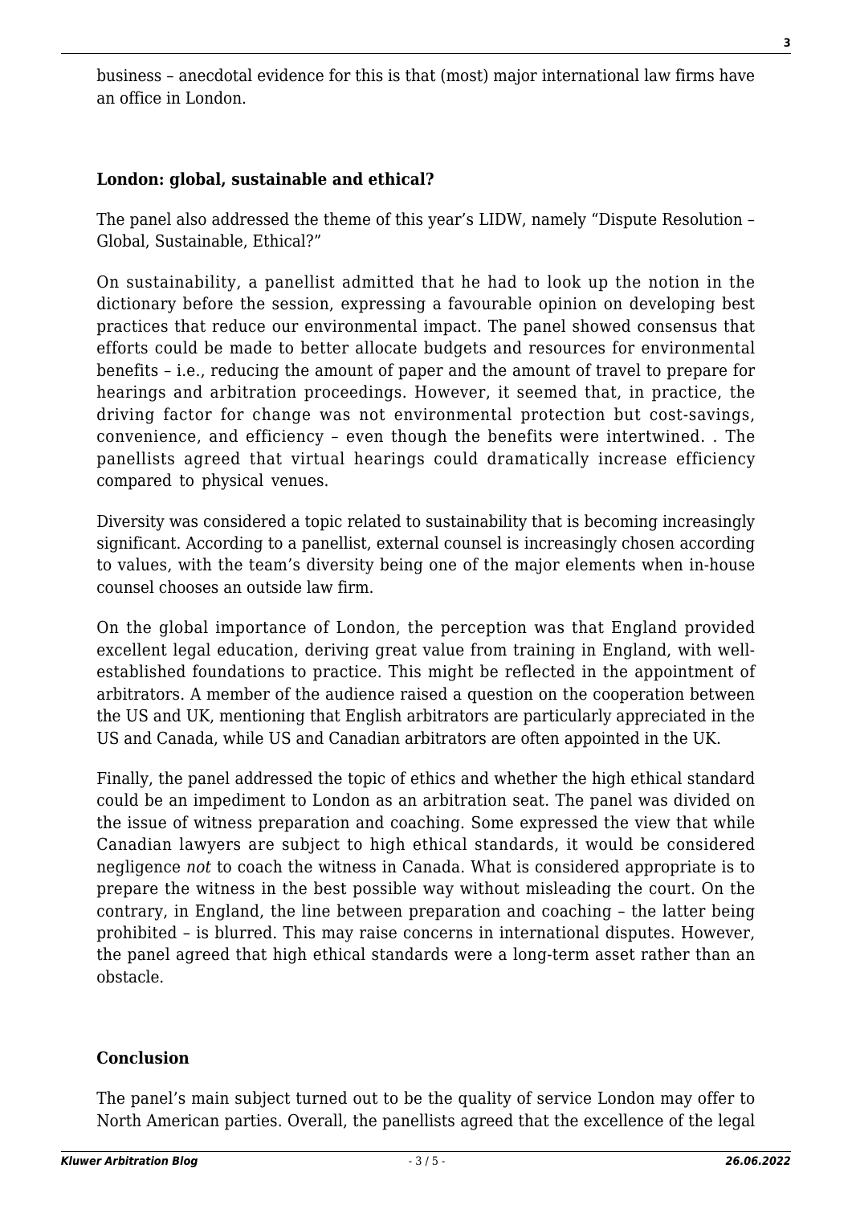business – anecdotal evidence for this is that (most) major international law firms have an office in London.

## London: global, sustainable and ethical?

The panel also addressed the theme of this year's LIDW, namely "Dispute Resolution – Global, Sustainable, Ethical?"

On sustainability, a panellist admitted that he had to look up the notion in the dictionary before the session, expressing a favourable opinion on developing best practices that reduce our environmental impact. The panel showed consensus that efforts could be made to better allocate budgets and resources for environmental benefits – i.e., reducing the amount of paper and the amount of travel to prepare for hearings and arbitration proceedings. However, it seemed that, in practice, the driving factor for change was not environmental protection but cost-savings, convenience, and efficiency – even though the benefits were intertwined. . The panellists agreed that virtual hearings could dramatically increase efficiency compared to physical venues.

Diversity was considered a topic related to sustainability that is becoming increasingly significant. According to a panellist, external counsel is increasingly chosen according to values, with the team's diversity being one of the major elements when in-house counsel chooses an outside law firm.

On the global importance of London, the perception was that England provided excellent legal education, deriving great value from training in England, with well-established foundations to practice. This might be reflected in the appointment of arbitrators. A member of the audience raised a question on the cooperation between the US and UK, mentioning that English arbitrators are particularly appreciated in the US and Canada, while US and Canadian arbitrators are often appointed in the UK.

Finally, the panel addressed the topic of ethics and whether the high ethical standard could be an impediment to London as an arbitration seat. The panel was divided on the issue of witness preparation and coaching. Some expressed the view that while Canadian lawyers are subject to high ethical standards, it would be considered negligence *not* to coach the witness in Canada. What is considered appropriate is to prepare the witness in the best possible way without misleading the court. On the contrary, in England, the line between preparation and coaching – the latter being prohibited – is blurred. This may raise concerns in international disputes. However, the panel agreed that high ethical standards were a long-term asset rather than an obstacle.

## Conclusion

The panel's main subject turned out to be the quality of service London may offer to North American parties. Overall, the panellists agreed that the excellence of the legal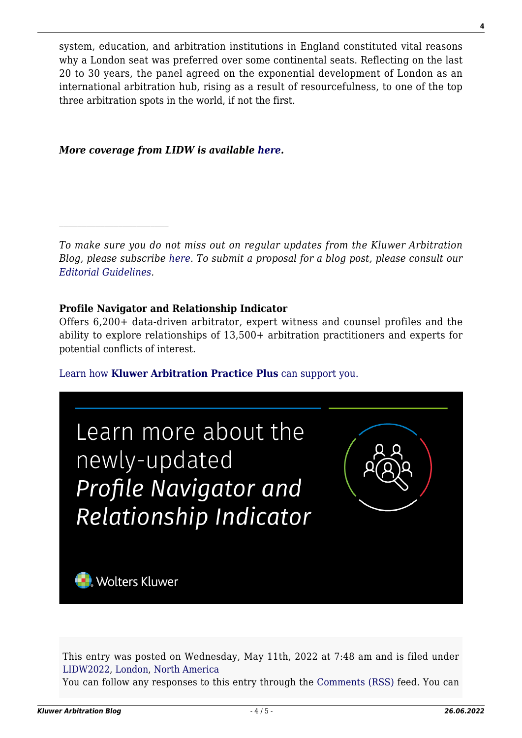system, education, and arbitration institutions in England constituted vital reasons why a London seat was preferred over some continental seats. Reflecting on the last 20 to 30 years, the panel agreed on the exponential development of London as an international arbitration hub, rising as a result of resourcefulness, to one of the top three arbitration spots in the world, if not the first.

***More coverage from LIDW is available here.***

---

*To make sure you do not miss out on regular updates from the Kluwer Arbitration Blog, please subscribe here. To submit a proposal for a blog post, please consult our Editorial Guidelines.*

**Profile Navigator and Relationship Indicator**
Offers 6,200+ data-driven arbitrator, expert witness and counsel profiles and the ability to explore relationships of 13,500+ arbitration practitioners and experts for potential conflicts of interest.

Learn how **Kluwer Arbitration Practice Plus** can support you.

Learn more about the newly-updated *Profile Navigator and Relationship Indicator*

Wolters Kluwer

This entry was posted on Wednesday, May 11th, 2022 at 7:48 am and is filed under LIDW2022, London, North America
You can follow any responses to this entry through the Comments (RSS) feed. You can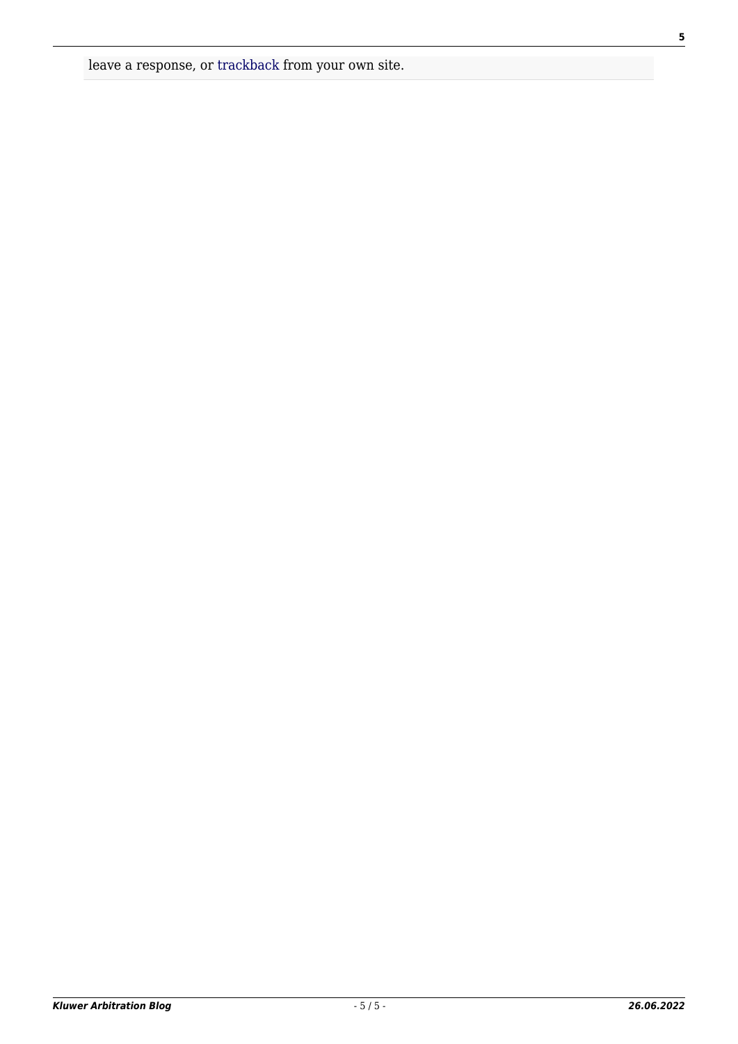leave a response, or trackback from your own site.